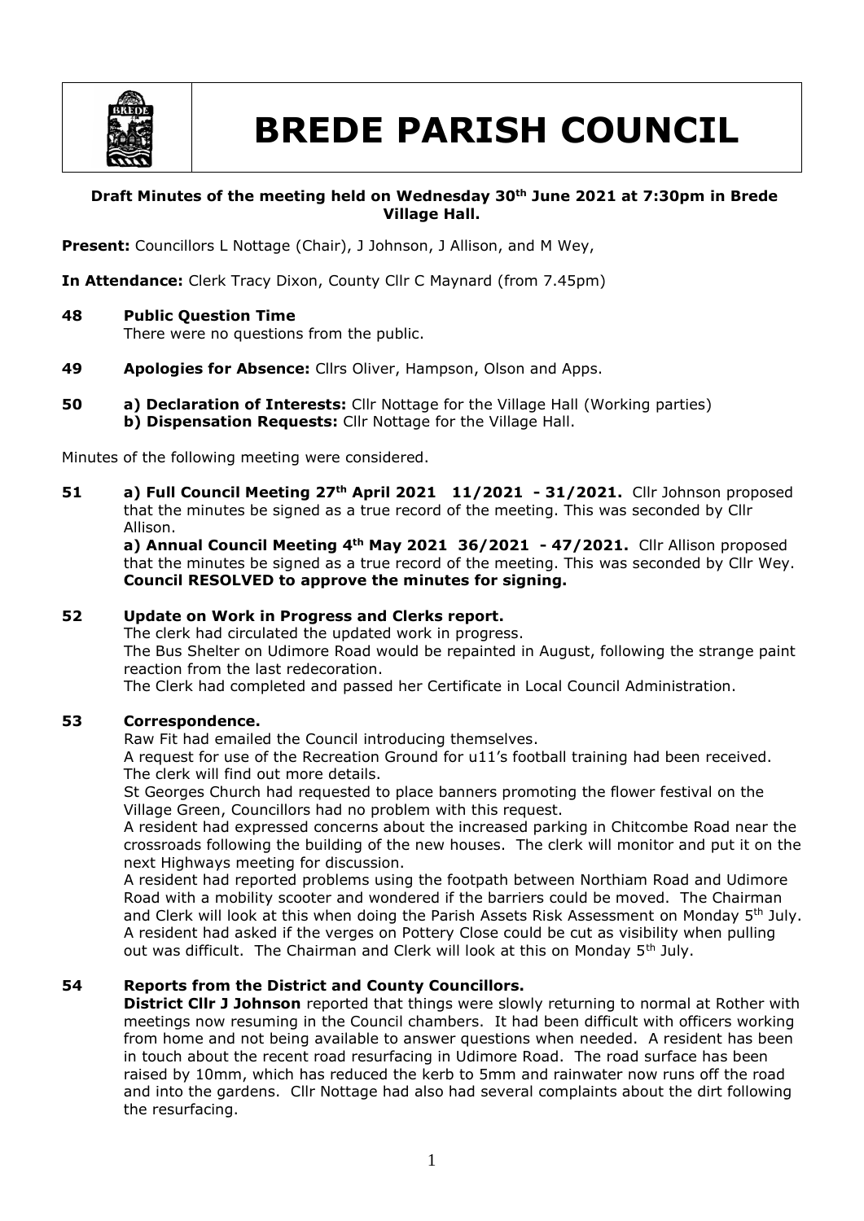# BREDE PARISH COUNCIL

**Draft Minutes of the meeting held on Wednesday 30th June 2021 at 7:30pm in Brede Village Hall.**

**Present:** Councillors L Nottage (Chair), J Johnson, J Allison, and M Wey,

**In Attendance:** Clerk Tracy Dixon, County Cllr C Maynard (from 7.45pm)

**48 Public Question Time**

There were no questions from the public.

**49 Apologies for Absence:** Cllrs Oliver, Hampson, Olson and Apps.

**50 a) Declaration of Interests:** Cllr Nottage for the Village Hall (Working parties)

**b) Dispensation Requests:** Cllr Nottage for the Village Hall.

Minutes of the following meeting were considered.

**51 a) Full Council Meeting 27th April 2021 11/2021 - 31/2021.** Cllr Johnson proposed that the minutes be signed as a true record of the meeting. This was seconded by Cllr Allison.

**a) Annual Council Meeting 4th May 2021 36/2021 - 47/2021.** Cllr Allison proposed that the minutes be signed as a true record of the meeting. This was seconded by Cllr Wey. **Council RESOLVED to approve the minutes for signing.**

**52 Update on Work in Progress and Clerks report.**

The clerk had circulated the updated work in progress.

The Bus Shelter on Udimore Road would be repainted in August, following the strange paint reaction from the last redecoration.

The Clerk had completed and passed her Certificate in Local Council Administration.

**53 Correspondence.**

Raw Fit had emailed the Council introducing themselves.

A request for use of the Recreation Ground for u11's football training had been received. The clerk will find out more details.

St Georges Church had requested to place banners promoting the flower festival on the Village Green, Councillors had no problem with this request.

A resident had expressed concerns about the increased parking in Chitcombe Road near the crossroads following the building of the new houses. The clerk will monitor and put it on the next Highways meeting for discussion.

A resident had reported problems using the footpath between Northiam Road and Udimore Road with a mobility scooter and wondered if the barriers could be moved. The Chairman and Clerk will look at this when doing the Parish Assets Risk Assessment on Monday 5th July.

A resident had asked if the verges on Pottery Close could be cut as visibility when pulling out was difficult. The Chairman and Clerk will look at this on Monday 5th July.

**54 Reports from the District and County Councillors.**

**District Cllr J Johnson** reported that things were slowly returning to normal at Rother with meetings now resuming in the Council chambers. It had been difficult with officers working from home and not being available to answer questions when needed. A resident has been in touch about the recent road resurfacing in Udimore Road. The road surface has been raised by 10mm, which has reduced the kerb to 5mm and rainwater now runs off the road and into the gardens. Cllr Nottage had also had several complaints about the dirt following the resurfacing.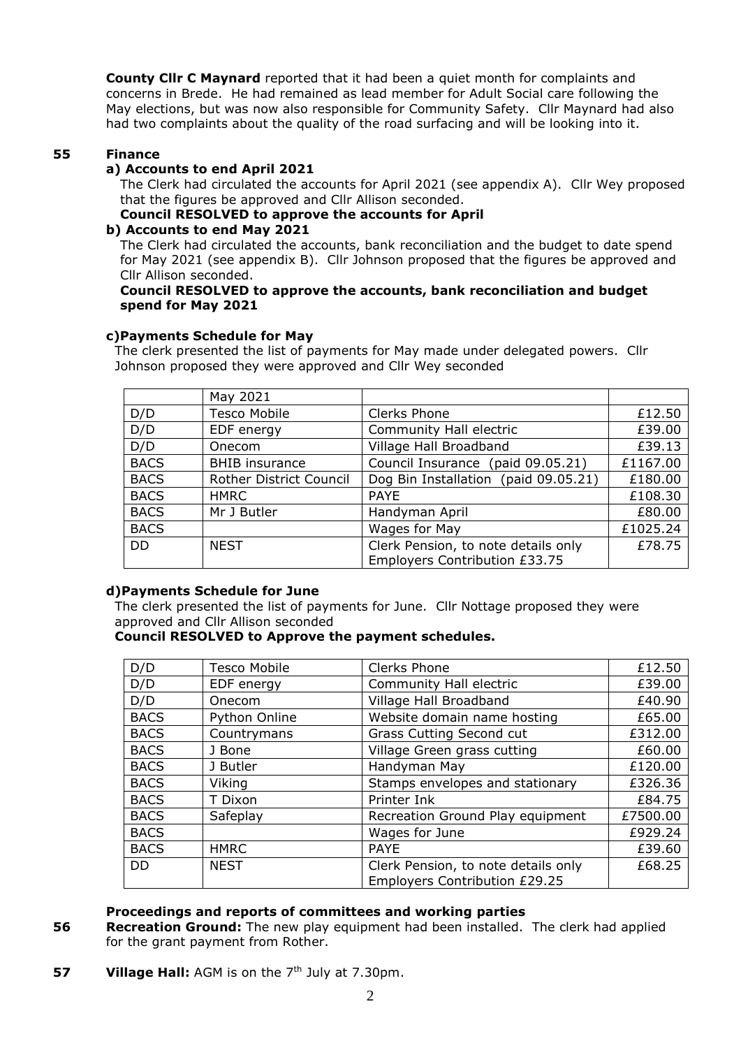**County Cllr C Maynard** reported that it had been a quiet month for complaints and concerns in Brede. He had remained as lead member for Adult Social care following the May elections, but was now also responsible for Community Safety. Cllr Maynard had also had two complaints about the quality of the road surfacing and will be looking into it.

## 55 Finance

### a) Accounts to end April 2021

The Clerk had circulated the accounts for April 2021 (see appendix A). Cllr Wey proposed that the figures be approved and Cllr Allison seconded.

**Council RESOLVED to approve the accounts for April**

### b) Accounts to end May 2021

The Clerk had circulated the accounts, bank reconciliation and the budget to date spend for May 2021 (see appendix B). Cllr Johnson proposed that the figures be approved and Cllr Allison seconded.

**Council RESOLVED to approve the accounts, bank reconciliation and budget spend for May 2021**

### c) Payments Schedule for May

The clerk presented the list of payments for May made under delegated powers. Cllr Johnson proposed they were approved and Cllr Wey seconded

| | May 2021 | | |
|---|---|---|---|
| D/D | Tesco Mobile | Clerks Phone | £12.50 |
| D/D | EDF energy | Community Hall electric | £39.00 |
| D/D | Onecom | Village Hall Broadband | £39.13 |
| BACS | BHIB insurance | Council Insurance (paid 09.05.21) | £1167.00 |
| BACS | Rother District Council | Dog Bin Installation (paid 09.05.21) | £180.00 |
| BACS | HMRC | PAYE | £108.30 |
| BACS | Mr J Butler | Handyman April | £80.00 |
| BACS | | Wages for May | £1025.24 |
| DD | NEST | Clerk Pension, to note details only Employers Contribution £33.75 | £78.75 |

### d) Payments Schedule for June

The clerk presented the list of payments for June. Cllr Nottage proposed they were approved and Cllr Allison seconded

**Council RESOLVED to Approve the payment schedules.**

| | | | |
|---|---|---|---|
| D/D | Tesco Mobile | Clerks Phone | £12.50 |
| D/D | EDF energy | Community Hall electric | £39.00 |
| D/D | Onecom | Village Hall Broadband | £40.90 |
| BACS | Python Online | Website domain name hosting | £65.00 |
| BACS | Countrymans | Grass Cutting Second cut | £312.00 |
| BACS | J Bone | Village Green grass cutting | £60.00 |
| BACS | J Butler | Handyman May | £120.00 |
| BACS | Viking | Stamps envelopes and stationary | £326.36 |
| BACS | T Dixon | Printer Ink | £84.75 |
| BACS | Safeplay | Recreation Ground Play equipment | £7500.00 |
| BACS | | Wages for June | £929.24 |
| BACS | HMRC | PAYE | £39.60 |
| DD | NEST | Clerk Pension, to note details only Employers Contribution £29.25 | £68.25 |

## Proceedings and reports of committees and working parties

**56 Recreation Ground:** The new play equipment had been installed. The clerk had applied for the grant payment from Rother.

**57 Village Hall:** AGM is on the 7th July at 7.30pm.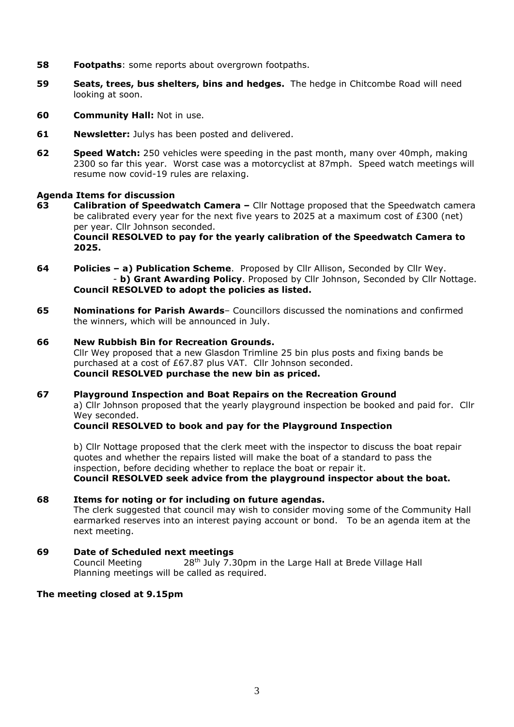**58** **Footpaths**: some reports about overgrown footpaths.

**59** **Seats, trees, bus shelters, bins and hedges.** The hedge in Chitcombe Road will need looking at soon.

**60** **Community Hall:** Not in use.

**61** **Newsletter:** Julys has been posted and delivered.

**62** **Speed Watch:** 250 vehicles were speeding in the past month, many over 40mph, making 2300 so far this year. Worst case was a motorcyclist at 87mph. Speed watch meetings will resume now covid-19 rules are relaxing.

**Agenda Items for discussion**

**63** **Calibration of Speedwatch Camera –** Cllr Nottage proposed that the Speedwatch camera be calibrated every year for the next five years to 2025 at a maximum cost of £300 (net) per year. Cllr Johnson seconded.
**Council RESOLVED to pay for the yearly calibration of the Speedwatch Camera to 2025.**

**64** **Policies – a) Publication Scheme**. Proposed by Cllr Allison, Seconded by Cllr Wey.
- **b) Grant Awarding Policy**. Proposed by Cllr Johnson, Seconded by Cllr Nottage.

**Council RESOLVED to adopt the policies as listed.**

**65** **Nominations for Parish Awards**– Councillors discussed the nominations and confirmed the winners, which will be announced in July.

**66** **New Rubbish Bin for Recreation Grounds.**
Cllr Wey proposed that a new Glasdon Trimline 25 bin plus posts and fixing bands be purchased at a cost of £67.87 plus VAT. Cllr Johnson seconded.
**Council RESOLVED purchase the new bin as priced.**

**67** **Playground Inspection and Boat Repairs on the Recreation Ground**
a) Cllr Johnson proposed that the yearly playground inspection be booked and paid for. Cllr Wey seconded.
**Council RESOLVED to book and pay for the Playground Inspection**

b) Cllr Nottage proposed that the clerk meet with the inspector to discuss the boat repair quotes and whether the repairs listed will make the boat of a standard to pass the inspection, before deciding whether to replace the boat or repair it.
**Council RESOLVED seek advice from the playground inspector about the boat.**

**68** **Items for noting or for including on future agendas.**
The clerk suggested that council may wish to consider moving some of the Community Hall earmarked reserves into an interest paying account or bond. To be an agenda item at the next meeting.

**69** **Date of Scheduled next meetings**
Council Meeting 28th July 7.30pm in the Large Hall at Brede Village Hall
Planning meetings will be called as required.

**The meeting closed at 9.15pm**